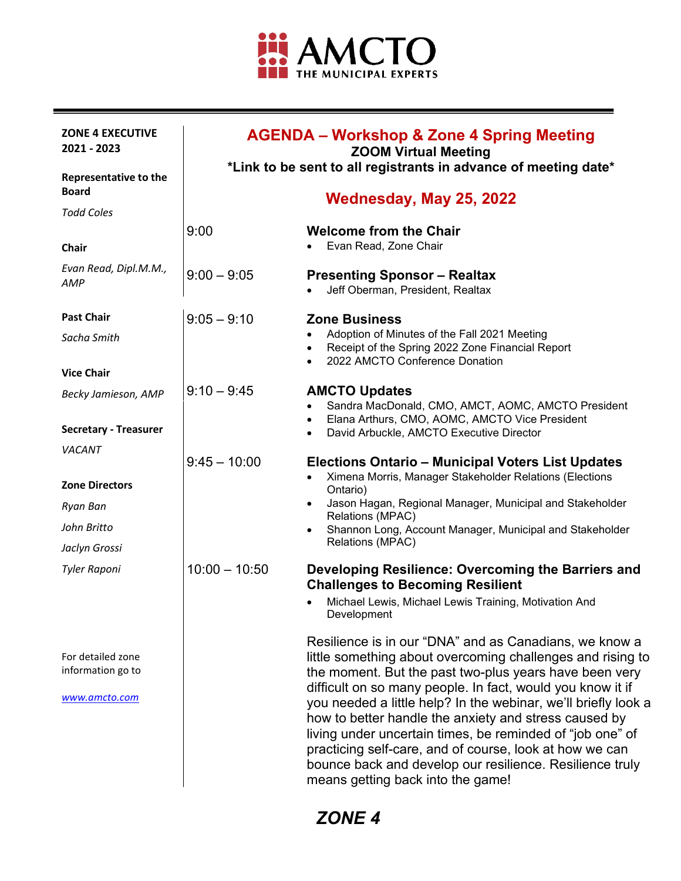AMCTO
THE MUNICIPAL EXPERTS

**ZONE 4 EXECUTIVE 2021 - 2023**

**Representative to the Board**

*Todd Coles*

**Chair**

*Evan Read, Dipl.M.M., AMP*

**Past Chair**

*Sacha Smith*

**Vice Chair**

*Becky Jamieson, AMP*

**Secretary - Treasurer**

*VACANT*

**Zone Directors**

*Ryan Ban*

*John Britto*

*Jaclyn Grossi*

*Tyler Raponi*

For detailed zone information go to

www.amcto.com

# AGENDA – Workshop & Zone 4 Spring Meeting

**ZOOM Virtual Meeting**

***Link to be sent to all registrants in advance of meeting date***

## Wednesday, May 25, 2022

9:00 **Welcome from the Chair**

- Evan Read, Zone Chair

9:00 – 9:05 **Presenting Sponsor – Realtax**

- Jeff Oberman, President, Realtax

9:05 – 9:10 **Zone Business**

- Adoption of Minutes of the Fall 2021 Meeting
- Receipt of the Spring 2022 Zone Financial Report
- 2022 AMCTO Conference Donation

9:10 – 9:45 **AMCTO Updates**

- Sandra MacDonald, CMO, AMCT, AOMC, AMCTO President
- Elana Arthurs, CMO, AOMC, AMCTO Vice President
- David Arbuckle, AMCTO Executive Director

9:45 – 10:00 **Elections Ontario – Municipal Voters List Updates**

- Ximena Morris, Manager Stakeholder Relations (Elections Ontario)
- Jason Hagan, Regional Manager, Municipal and Stakeholder Relations (MPAC)
- Shannon Long, Account Manager, Municipal and Stakeholder Relations (MPAC)

10:00 – 10:50 **Developing Resilience: Overcoming the Barriers and Challenges to Becoming Resilient**

- Michael Lewis, Michael Lewis Training, Motivation And Development

Resilience is in our "DNA" and as Canadians, we know a little something about overcoming challenges and rising to the moment. But the past two-plus years have been very difficult on so many people. In fact, would you know it if you needed a little help? In the webinar, we'll briefly look a how to better handle the anxiety and stress caused by living under uncertain times, be reminded of "job one" of practicing self-care, and of course, look at how we can bounce back and develop our resilience. Resilience truly means getting back into the game!

***ZONE 4***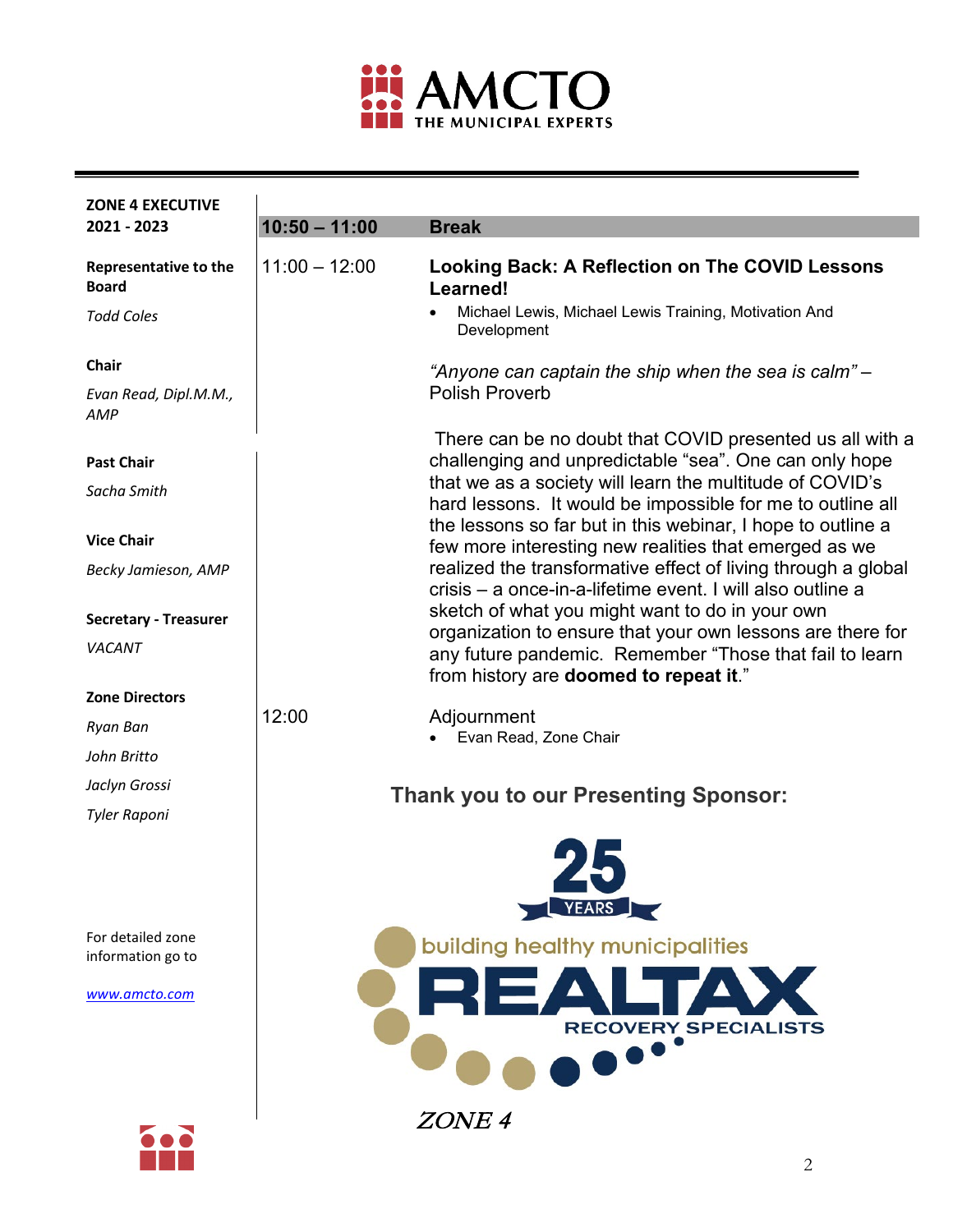AMCTO
THE MUNICIPAL EXPERTS

**ZONE 4 EXECUTIVE 2021 - 2023**

**Representative to the Board**

*Todd Coles*

**Chair**

*Evan Read, Dipl.M.M., AMP*

**Past Chair**

*Sacha Smith*

**Vice Chair**

*Becky Jamieson, AMP*

**Secretary - Treasurer**

*VACANT*

**Zone Directors**

*Ryan Ban*

*John Britto*

*Jaclyn Grossi*

*Tyler Raponi*

For detailed zone information go to

*www.amcto.com*

**10:50 – 11:00** **Break**

11:00 – 12:00 **Looking Back: A Reflection on The COVID Lessons Learned!**

- Michael Lewis, Michael Lewis Training, Motivation And Development

*"Anyone can captain the ship when the sea is calm"* – Polish Proverb

There can be no doubt that COVID presented us all with a challenging and unpredictable "sea". One can only hope that we as a society will learn the multitude of COVID's hard lessons. It would be impossible for me to outline all the lessons so far but in this webinar, I hope to outline a few more interesting new realities that emerged as we realized the transformative effect of living through a global crisis – a once-in-a-lifetime event. I will also outline a sketch of what you might want to do in your own organization to ensure that your own lessons are there for any future pandemic. Remember "Those that fail to learn from history are **doomed to repeat it**."

12:00 Adjournment

- Evan Read, Zone Chair

**Thank you to our Presenting Sponsor:**

25 YEARS

building healthy municipalities

REALTAX

RECOVERY SPECIALISTS

*ZONE 4*